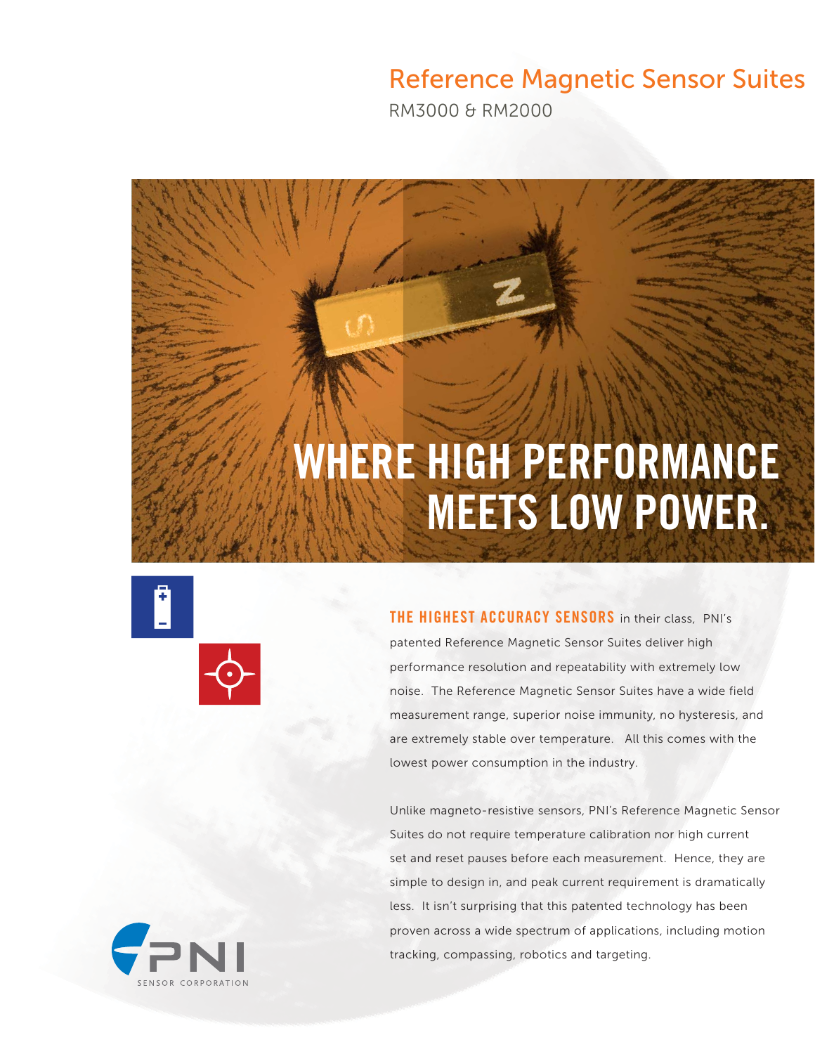# Reference Magnetic Sensor Suites

RM3000 & RM2000

## WHERE HIGH PERFORMANCE MEETS LOW POWER.

**THE HIGHEST ACCURACY SENSORS** in their class, PNI's patented Reference Magnetic Sensor Suites deliver high performance resolution and repeatability with extremely low noise. The Reference Magnetic Sensor Suites have a wide field measurement range, superior noise immunity, no hysteresis, and are extremely stable over temperature. All this comes with the lowest power consumption in the industry.

Unlike magneto-resistive sensors, PNI's Reference Magnetic Sensor Suites do not require temperature calibration nor high current set and reset pauses before each measurement. Hence, they are simple to design in, and peak current requirement is dramatically less. It isn't surprising that this patented technology has been proven across a wide spectrum of applications, including motion tracking, compassing, robotics and targeting.

PNI SENSOR CORPORATION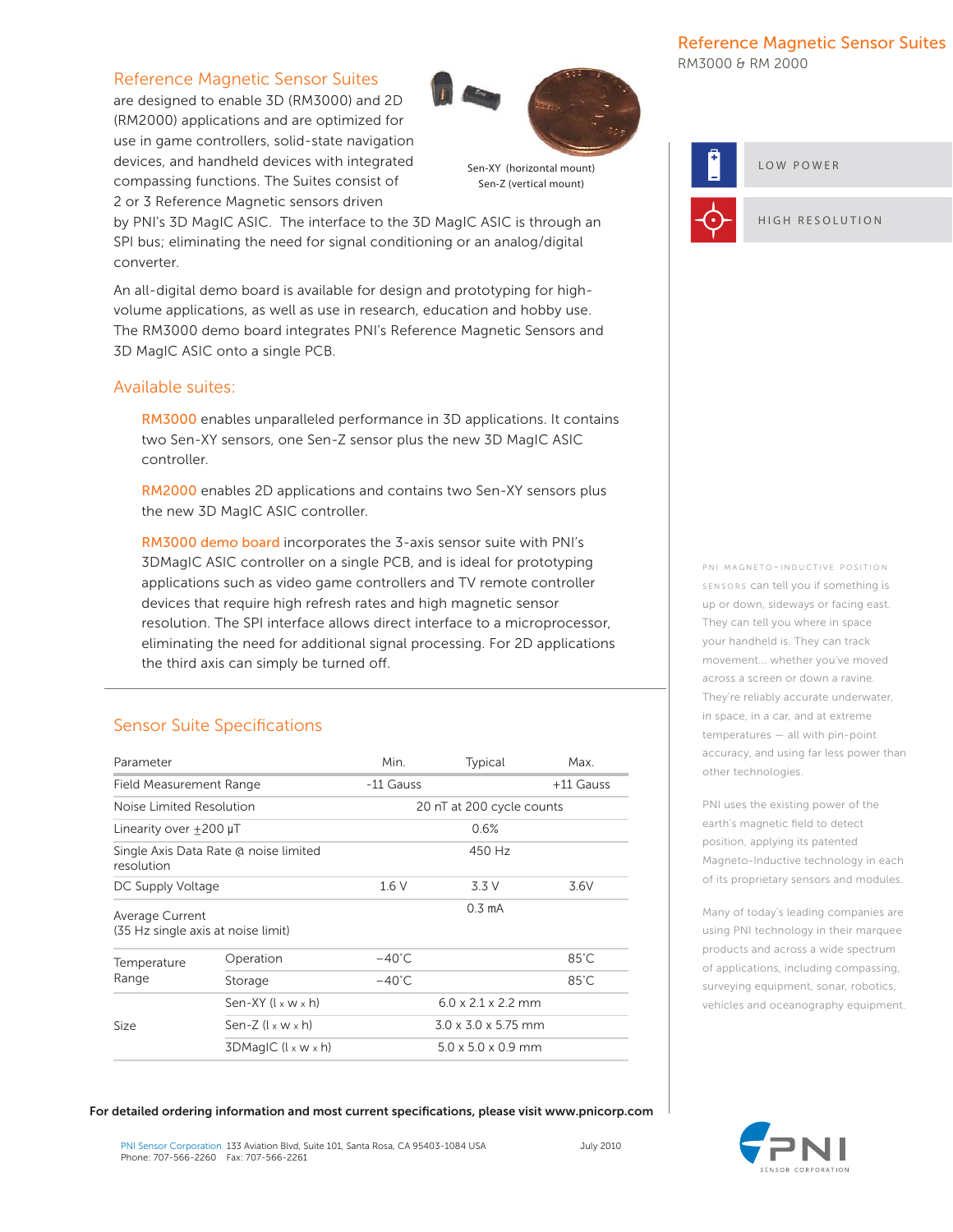## Reference Magnetic Sensor Suites

RM3000 & RM 2000

LOW POWER

HIGH RESOLUTION

**Reference Magnetic Sensor Suites** are designed to enable 3D (RM3000) and 2D (RM2000) applications and are optimized for use in game controllers, solid-state navigation devices, and handheld devices with integrated compassing functions. The Suites consist of 2 or 3 Reference Magnetic sensors driven by PNI's 3D MagIC ASIC. The interface to the 3D MagIC ASIC is through an SPI bus; eliminating the need for signal conditioning or an analog/digital converter.

Sen-XY (horizontal mount)
Sen-Z (vertical mount)

An all-digital demo board is available for design and prototyping for high-volume applications, as well as use in research, education and hobby use. The RM3000 demo board integrates PNI's Reference Magnetic Sensors and 3D MagIC ASIC onto a single PCB.

### Available suites:

**RM3000** enables unparalleled performance in 3D applications. It contains two Sen-XY sensors, one Sen-Z sensor plus the new 3D MagIC ASIC controller.

**RM2000** enables 2D applications and contains two Sen-XY sensors plus the new 3D MagIC ASIC controller.

**RM3000 demo board** incorporates the 3-axis sensor suite with PNI's 3DMagIC ASIC controller on a single PCB, and is ideal for prototyping applications such as video game controllers and TV remote controller devices that require high refresh rates and high magnetic sensor resolution. The SPI interface allows direct interface to a microprocessor, eliminating the need for additional signal processing. For 2D applications the third axis can simply be turned off.

### Sensor Suite Specifications

| Parameter | | Min. | Typical | Max. |
|---|---|---|---|---|
| Field Measurement Range | | -11 Gauss | | +11 Gauss |
| Noise Limited Resolution | | | 20 nT at 200 cycle counts | |
| Linearity over ±200 μT | | | 0.6% | |
| Single Axis Data Rate @ noise limited resolution | | | 450 Hz | |
| DC Supply Voltage | | 1.6 V | 3.3 V | 3.6V |
| Average Current (35 Hz single axis at noise limit) | | | 0.3 mA | |
| Temperature Range | Operation | −40˚C | | 85˚C |
| | Storage | −40˚C | | 85˚C |
| Size | Sen-XY (l x w x h) | | 6.0 x 2.1 x 2.2 mm | |
| | Sen-Z (l x w x h) | | 3.0 x 3.0 x 5.75 mm | |
| | 3DMagIC (l x w x h) | | 5.0 x 5.0 x 0.9 mm | |

PNI MAGNETO-INDUCTIVE POSITION SENSORS can tell you if something is up or down, sideways or facing east. They can tell you where in space your handheld is. They can track movement... whether you've moved across a screen or down a ravine. They're reliably accurate underwater, in space, in a car, and at extreme temperatures — all with pin-point accuracy, and using far less power than other technologies.

PNI uses the existing power of the earth's magnetic field to detect position, applying its patented Magneto-Inductive technology in each of its proprietary sensors and modules.

Many of today's leading companies are using PNI technology in their marquee products and across a wide spectrum of applications, including compassing, surveying equipment, sonar, robotics, vehicles and oceanography equipment.

**For detailed ordering information and most current specifications, please visit www.pnicorp.com**

PNI Sensor Corporation 133 Aviation Blvd, Suite 101, Santa Rosa, CA 95403-1084 USA
Phone: 707-566-2260 Fax: 707-566-2261

July 2010

PNI SENSOR CORPORATION